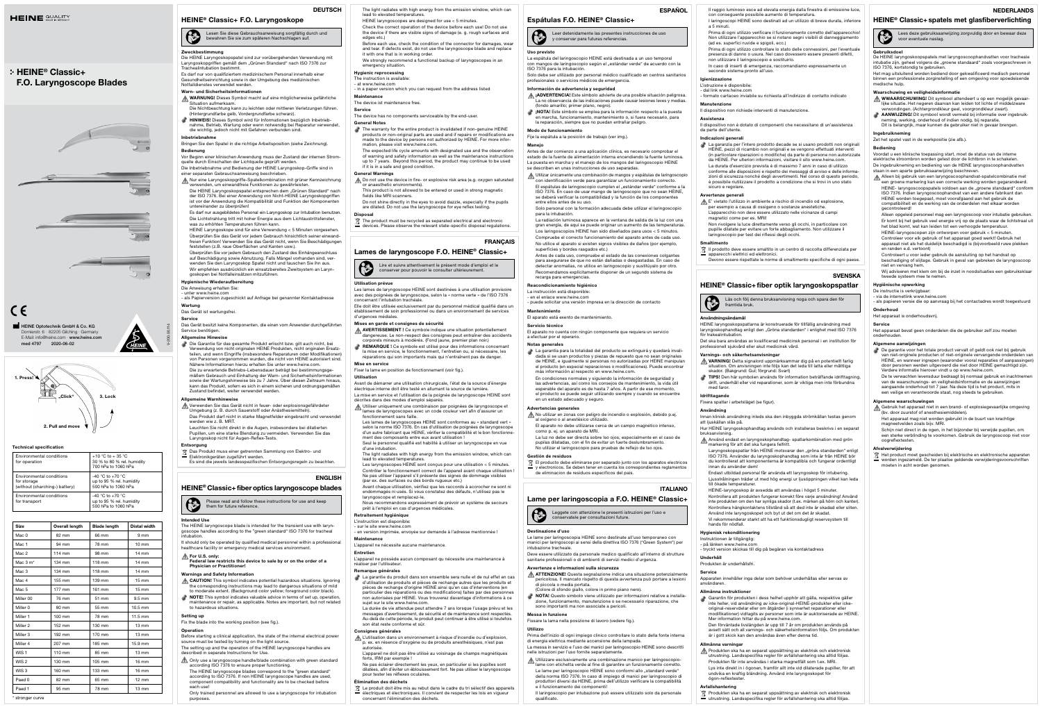# HEINE® Classic+ F.O. Laryngoscope Blades

1. Press! — „Click" — 3. Lock — 2. Pull and move

## Technical specification

| | |
|---|---|
| Environmental conditions for operation | +10 °C to + 35 °C<br>30 % to 80 % rel. humidity<br>700 hPa to 1060 hPa |
| Environmental conditions for storage (without (charching-) battery) | -40 °C to +70 °C<br>up to 95 % rel. humidity<br>500 hPa to 1060 hPa |
| Environmental conditions for transport | -40 °C to +70 °C<br>up to 95 % rel. humidity<br>500 hPa to 1060 hPa |

| Size | Overall length | Blade length | Distal width |
|---|---|---|---|
| Mac 0 | 82 mm | 66 mm | 9 mm |
| Mac 1 | 94 mm | 78 mm | 10 mm |
| Mac 2 | 114 mm | 98 mm | 14 mm |
| Mac 3* | 134 mm | 118 mm | 14 mm |
| Mac 3 | 134 mm | 118 mm | 14 mm |
| Mac 4 | 155 mm | 139 mm | 15 mm |
| Mac 5 | 177 mm | 161 mm | 15 mm |
| Miller 00 | 76 mm | 51 mm | 9.5 mm |
| Miller 0 | 80 mm | 55 mm | 10.5 mm |
| Miller 1 | 100 mm | 78 mm | 11.5 mm |
| Miller 2 | 152 mm | 130 mm | 13 mm |
| Miller 3 | 192 mm | 170 mm | 13 mm |
| Miller 4 | 207 mm | 185 mm | 15.9 mm |
| WIS 1 | 110 mm | 85 mm | 13 mm |
| WIS 2 | 130 mm | 105 mm | 16 mm |
| WIS 3 | 160 mm | 133 mm | 16 mm |
| Paed 0 | 82 mm | 65 mm | 12 mm |
| Paed 1 | 95 mm | 78 mm | 13 mm |

* stronger curve

HEINE Optotechnik GmbH & Co. KG
Dornierstr. 6 · 82205 Gilching · Germany
E-Mail: info@heine.com · www.heine.com
med 4797 2020-06-02

V-000.00.114

## DEUTSCH

### HEINE® Classic+ F.O. Laryngoskope

Lesen Sie diese Gebrauchsanweisung sorgfältig durch und bewahren Sie sie zum späteren Nachschlagen auf.

**Zweckbestimmung**

Die HEINE Laryngoskopspatel sind zur vorübergehenden Verwendung mit Laryngoskopgriffen gemäß dem „Grünen Standard" nach ISO 7376 zur Trachealintubation bestimmt.

Es darf nur von qualifiziertem medizinischem Personal innerhalb einer Gesundheitseinrichtung sowie in der Umgebung des medizinischen Notfalldienstes verwendet werden.

**Warn- und Sicherheitsinformationen**

**WARNUNG!** Dieses Symbol macht auf eine möglicherweise gefährliche Situation aufmerksam.

Die Nichtbeachtung kann zu leichten oder mittleren Verletzungen führen. (Hintergrundfarbe gelb, Vordergrundfarbe schwarz).

**HINWEIS!** Dieses Symbol wird für Informationen bezüglich Inbetriebnahme, Betrieb, Wartung oder wenn notwendig bei Reparatur verwendet, die wichtig, jedoch nicht mit Gefahren verbunden sind.

**Inbetriebnahme**

Bringen Sie den Spatel in die richtige Arbeitsposition (siehe Zeichnung).

**Bedienung**

Vor Beginn einer klinischen Anwendung muss der Zustand der internen Stromquelle durch Einschalten der Lichtquelle geprüft werden.

Die Inbetriebnahme und Bedienung der HEINE Laryngoskop-Griffe sind in einer separaten Gebrauchsanweisung beschrieben.

Nur eine Laryngoskopgriffe-Spatelkombination mit grüner Kennzeichnung verwenden, um einwandfreie Funktionen zu gewährleisten.

Die HEINE Laryngoskopspatel entsprechen dem „Grünen Standard" nach der ISO 7376. Bei einer Anwendung von Nicht-HEINE Laryngoskopgriffen ist vor der Anwendung die Kompatibilität und Funktion der Komponenten untereinander zu überprüfen!

Es darf nur ausgebildetes Personal ein Laryngoskop zur Intubation benutzen.

Die Lichtstrahlung tritt mit hoher Energie aus dem Lichtaustrittsfenster, was zu erhöhten Temperaturen führen kann.

HEINE Laryngoskope sind für eine Verwendung < 5 Minuten vorgesehen.

Überprüfen Sie das Gerät vor jedem Gebrauch hinsichtlich seiner einwandfreien Funktion! Verwenden Sie das Gerät nicht, wenn Sie Beschädigungen feststellen (z.B. raue Oberflächen und Kanten usw.).

Überprüfen Sie vor jedem Gebrauch den Zustand des Einhängeverschluss der Laryngoskopspatel auf Abnutzung. Falls Mängel vorhanden sind, verwenden Sie den Laryngoskop Spatel nicht und tauschen Sie ihn aus.

Wir empfehlen ausdrücklich ein einsatzbereites Zweitsystem an Laryngoskopen bei Notfalleinsätzen mitzuführen.

**Hygienische Wiederaufbereitung**

Die Anweisung erhalten Sie:
- unter www.heine.com
- als Papierversion zugeschickt auf Anfrage bei genannter Kontaktadresse

**Wartung**

Das Gerät ist wartungsfrei.

**Service**

Das Gerät besitzt keine Komponenten, die einen vom Anwender durchgeführten Service benötigen.

**Allgemeine Hinweise**

Die Garantie für das gesamte Produkt erlischt bzw. gilt auch nicht, bei Verwendung von nicht originalen HEINE Produkten, nicht original Ersatzteilen, und wenn Eingriffe (insbesondere Reparaturen oder Modifikationen) von Personen vorgenommen wurden, die nicht von HEINE autorisiert sind. Nähere Informationen hierzu erhalten Sie unter www.heine.com.

Die zu erwartende Betriebs-Lebensdauer beträgt bei bestimmungsgemäßem Gebrauch und Einhaltung der Warn- und Sicherheitsinformationen sowie der Wartungshinweise bis zu 7 Jahre. Über diesen Zeitraum hinaus, kann das Produkt, sofern es sich in einem einwandfreien und gepflegten Zustand befindet, weiter verwendet werden.

**Allgemeine Warnhinweise**

Verwenden Sie das Gerät nicht in feuer- oder explosionsgefährdeter Umgebung (z. B. durch Sauerstoff oder Anästhesiemitteln).

Das Produkt darf nicht in starke Magnetfelder eingebracht und verwendet werden wie z. B. MRT.

Leuchten Sie nicht direkt in die Augen, insbesondere bei dilatierten Pupillen, um eine starke Blendung zu vermeiden. Verwenden Sie das Laryngoskop nicht für Augen-Reflex-Tests.

**Entsorgung**

Das Produkt muss einer getrennten Sammlung von Elektro- und Elektronikgeräten zugeführt werden.

Es sind die jeweils landesspezifischen Entsorgungsregeln zu beachten.

## ENGLISH

### HEINE® Classic+ fiber optics laryngoscope blades

Please read and follow these instructions for use and keep them for future reference.

**Intended Use**

The HEINE laryngoscope blade is intended for the transient use with laryngoscope handles according to the "green standard" ISO 7376 for tracheal intubation.

It should only be operated by qualified medical personnel within a professional healthcare facility or emergency medical services environment.

**For U.S. only:**
**Federal law restricts this device to sale by or on the order of a Physician or Practitioner!**

**Warnings and Safety Information**

**CAUTION!** This symbol indicates potential hazardous situations. Ignoring the corresponding instructions may lead to dangerous situations of mild to moderate extent. (Background color yellow; foreground color black).

**NOTE!** This symbol indicates valuable advice in terms of set up, operation, maintenance or repair, as applicable. Notes are important, but not related to hazardous situations.

**Setting up**

Fix the blade into the working position (see fig.).

**Operation**

Before starting a clinical application, the state of the internal electrical power source must be tested by turning on the light source.

The setting up and the operation of the HEINE laryngoscope handles are described in separate Instructions for Use.

Only use a laryngoscope handle/blade combination with green standard according ISO 7376 to ensure proper functioning.

The HEINE laryngoscope blades correspond to the "green standard" according to ISO 7376. If non HEINE laryngoscope handles are used, component compatibility and functionality are to be checked before each use!

Only trained personnel are allowed to use a laryngoscope for intubation purposes.

The light radiates with high energy from the emission window, which can lead to elevated temperatures.

HEINE laryngoscopes are designed for use < 5 minutes.

Check the correct operation of the device before each use! Do not use the device if there are visible signs of damage (e. g. rough surfaces and edges etc.)

Before each use, check the condition of the connector for damages, wear and tear. If defects exist, do not use the laryngoscope blade and replace it with one that is in working order.

We strongly recommend a functional backup of laryngoscopes in an emergency situation.

**Hygienic reprocessing**

The instruction is available:
- at www.heine.com
- in a paper version which you can request from the address listed

**Maintenance**

The device it maintenance free.

**Service**

The device has no components serviceable by the end-user.

**General Notes**

The warranty for the entire product is invalidated if non-genuine HEINE products or non-original parts are used and if repairs or modifications are made to the device by persons not authorized by HEINE. For more information, please visit www.heine.com.

The expected life cycle amounts with designated use and the observation of warning and safety information as well as the maintenance instructions up to 7 years. Beyond this period, the product may continue to be used if it is in a safe and good condition.

**General Warnings**

Do not use the device in fire- or explosive risk area (e.g. oxygen saturated or anaesthetic environments).

This product is not allowed to be entered or used in strong magnetic fields like MRI scanners.

Do not shine directly in the eyes to avoid dazzle, especially if the pupils are dilated. Do not use the laryngoscope for eye reflex testing.

**Disposal**

The product must be recycled as separated electrical and electronic devices. Please observe the relevant state-specific disposal regulations.

## FRANÇAIS

### Lames de laryngoscope F.O. HEINE® Classic+

Lire et suivre attentivement le présent mode d'emploi et le conserver pour pouvoir le consulter ultérieurement.

**Utilisation prévue**

Les lames de laryngoscope HEINE sont destinées à une utilisation provisoire avec des poignées de laryngoscope, selon la « norme verte » de l'ISO 7376 concernant l'intubation trachéale.

Elle doit être utilisée exclusivement par du personnel médical qualifié dans un établissement de soin professionnel ou dans un environnement de services d'urgence médicales.

**Mises en garde et consignes de sécurité**

**AVERTISSEMENT !** Ce symbole indique une situation potentiellement dangereuse. Le non-respect des consignes peut entraîner des accidents corporels mineurs à modérés. (Fond jaune, premier plan noir.)

**REMARQUE !** Ce symbole est utilisé pour des informations concernant la mise en service, le fonctionnement, l'entretien ou, si nécessaire, les réparations qui sont importants mais qui n'entraînent pas de danger.

**Mise en service**

Fixer la lame en position de fonctionnement (voir fig.).

**Utilisation**

Avant de démarrer une utilisation chirurgicale, l'état de la source d'énergie électrique interne doit être testé en allumant la source de lumière.

La mise en service et l'utilisation de la poignée de laryngoscope HEINE sont décrites dans des modes d'emploi séparés.

Utiliser uniquement une combinaison par poignées de laryngoscope et lames de laryngoscopes avec un code couleur vert afin d'assurer un fonctionnement sans faille.

Les lames de laryngoscopes HEINE sont conformes au « standard vert » selon la norme ISO 7376. En cas d'utilisation de poignées de laryngoscope d'un autre fabricant que HEINE, vérifier la compatibilité et le bon fonctionnement des composants entre eux avant utilisation !

Seul le personnel qualifié est habilité à utiliser un laryngoscope en vue d'une intubation.

The light radiates with high energy from the emission window, which can lead to elevated temperatures.

Les laryngoscopes HEINE sont conçus pour une utilisation < 5 minutes.

Contrôler le fonctionnement correct de l'appareil avant chaque utilisation ! Ne pas utiliser l'appareil s'il présente des signes de dommage visibles (par ex. des surfaces ou des bords rugueux etc.)

Avant chaque utilisation, vérifiez que les raccords à accrocher ne sont ni endommagés ni usés. Si vous constatez des défauts, n'utilisez pas le laryngoscope et remplacez-le.

Nous recommandons expressément de prévoir un système de secours prêt à l'emploi en cas d'urgences médicales.

**Retraitement hygiénique**

L'instruction est disponible:
- sur le site www.heine.com
- en version imprimée, envoyée sur demande à l'adresse mentionnée !

**Maintenance**

L'appareil ne nécessite aucune maintenance.

**Entretien**

L'appareil ne possède aucun composant qu nécessite une maintenance à réaliser par l'utilisateur.

**Remarque générales**

La garantie du produit dans son ensemble sera nulle et de nul effet en cas d'utilisation de produits et pièces de rechange autres que les produits et pièces de rechange d'origine HEINE ainsi qu'en cas d'interventions (en particulier des réparations ou des modifications) faites par des personnes non autorisées par HEINE. Vous trouverez davantage d'informations à ce sujet sur le site www.heine.com.

La durée de vie attendue peut atteindre 7 ans lorsque l'usage prévu et les messages d'avertissement, de sécurité et de maintenance sont respectés. Au-delà de cette période, le produit peut continuer à être utilisé si toutefois son état reste conforme et sûr.

**Consignes générales**

L'utilisation dans un environnement à risque d'incendie ou d'explosion, p. ex. en présence d'oxygène ou de produits anesthésiques, n'est pas autorisée.

L'appareil ne doit pas être utilisé au voisinage de champs magnétiques forts, IRM par exemple !

Ne pas éclairer directement les yeux, en particulier si les pupilles sont dilatées, afin d'éviter un éblouissement fort. Ne pas utiliser le laryngoscope pour tester les réflexes oculaires.

**Élimination des déchets**

Le produit doit être mis au rebut dans le cadre du tri sélectif des appareils électriques et électroniques. Il convient de respecter les lois en vigueur concernant l'élimination des déchets.

## ESPAÑOL

### Espátulas F.O. HEINE® Classic+

Leer detenidamente las presentes instrucciones de uso y conservar para futuras referencias.

**Uso previsto**

La espátula del laringoscopio HEINE está destinada a un uso temporal con mangos de laringoscopio según el „estándar verde" de acuerdo con la ISO 7376 para la intubación.

Solo debe ser utilizado por personal médico cualificado en centros sanitarios profesionales o servicios médicos de emergencia.

**Información de advertencia y seguridad**

**¡ADVERTENCIA!** Este símbolo advierte de una posible situación peligrosa. La no observancia de las indicaciones puede causar lesiones leves y medias. (fondo amarillo; primer plano, negro).

**¡NOTA!** Este símbolo se emplea para la información respecto a la puesta en marcha, funcionamiento, mantenimiento o, si fuera necesario, para la reparación, siempre que no puedan entrañar peligro.

**Modo de funcionamiento**

Fije la espátula a la posición de trabajo (ver img.).

**Manejo**

Antes de dar comienzo a una aplicación clínica, es necesario comprobar el estado de la fuente de alimentación interna encendiendo la fuente luminosa. La puesta en marcha y el manejo de los mangos del laringoscopio HEINE se describen en unas instrucciones de uso separadas.

Utilizar únicamente una combinación de mangos y espátulas de laringoscopio con identificación verde para garantizar un funcionamiento correcto.

El espátulas de laringoscopio cumplen el „estándar verde" conforme a la ISO 7376. En caso de usar mango de laringoscopio que no sean HEINE, se deberá verificar la compatibilidad y la función de los componentes entre ellos antes de su uso.

Solo personal con la formación adecuada debe utilizar el laringoscopio para la intubación.

La radiación luminosa aparece en la ventana de salida de la luz con una gran energía, de aquí se puede originar un aumento de las temperaturas.

Los laringoscopios HEINE han sido diseñados para usos < 5 minutos.

Compruebe el correcto funcionamiento del aparato antes de cada uso. No utilice el aparato si existen signos visibles de daños (por ejemplo, superficies y bordes ásperos etc.)

Antes de cada uso, compruebe el estado de las conexiones colgantes para asegurarse de que no están dañadas o desgastadas. En caso de detectar anomalías, no utilice en laringoscopio y sustitúyalo por otro.

Recomendamos explícitamente disponer de un segundo sistema de recarga para emergencias.

**Reacondicionamiento higiénico**

La instrucción está disponible:
- en el enlace www.heine.com
- puede solicitar una versión impresa en la dirección de contacto

**Mantenimiento**

El aparato está exento de mantenimiento.

**Servicio técnico**

El aparato no cuenta con ningún componente que requiera un servicio a efectuar por el operario.

**Notas generales**

La garantía para la totalidad del producto se extinguirá y quedará invalidada si se usan productos y piezas de repuesto que no sean originales de HEINE, e igualmente si personas no autorizadas por HEINE manipulan el producto (en especial reparaciones o modificaciones). Puede encontrar más información al respecto en www.heine.com.

En condiciones normales y siguiendo la información de seguridad y las advertencias, así como los consejos de mantenimiento, la vida útil esperable del aparato es de hasta 7 años. A partir de ese momento, el producto se puede seguir utilizando siempre y cuando se encuentre en un estado adecuado y seguro.

**Advertencias generales**

No utilizar en zonas con peligro de incendio o explosión, debido p.ej. al oxígeno o al anestésico utilizado.

El aparato no debe utilizarse cerca de un campo magnético intenso, como p. ej. un aparato de MRI.

La luz no debe ser directa sobre los ojos, especialmente en el caso de pupilas dilatadas, con el fin de evitar un fuerte deslumbramiento. No utilizar el laringoscopio para pruebas de reflejo de los ojos.

**Gestión de residuos**

El producto debe eliminarse por separado junto con los aparatos eléctricos y electrónicos. Se deben tener en cuenta los correspondientes reglamentos de eliminación de residuos específicos del país.

## ITALIANO

### Lame per laringoscopia a F.O. HEINE® Classic+

Leggete con attenzione le presenti istruzioni per l'uso e conservatele per consultazioni future.

**Destinazione d'uso**

Le lame per laringoscopi HEINE sono destinate all'uso temporaneo con manici per laringoscopi ai sensi della direttiva ISO 7376 ("Green System") per intubazione tracheale.

Deve essere utilizzato da personale medico qualificato all'interno di strutture sanitarie professionali o di ambienti di servizi medici d'urgenza.

**Avvertenze e informazioni sulla sicurezza**

**ATTENZIONE!** Questa segnalazione indica una situazione potenzialmente pericolosa. Il mancato rispetto di questa avvertenza può portare a lesioni di piccola o media portata.
(Colore di sfondo giallo, colore in primo piano nero).

**NOTA!** Questo simbolo viene utilizzato per informazioni relative a installazione, funzionamento, manutenzione o se necessario riparazione, che sono importanti ma non associate a pericoli.

**Messa in funzione**

Fissare la lama nella posizione di lavoro (vedere fig.).

**Utilizzo**

Prima dell'inizio di ogni impiego clinico controllare lo stato della fonte interna di energia elettrica mediante accensione della lampada.

La messa in servizio e l'uso dei manici per laringoscopio HEINE sono descritti nelle istruzioni per l'uso fornite separatamente.

Utilizzare esclusivamente una combinazione manico per laringoscopio-lame con etichetta verde al fine di garantire un funzionamento corretto.

Le lame per laringoscopi HEINE sono conformi allo „standard verde" della norma ISO 7376. In caso di impiego di manici per laringoscopio di produttori diversi da HEINE, prima dell'utilizzo verificare la compatibilità e il funzionamento dei componenti!

Il laringoscopio per intubazione può essere utilizzato solo da personale qualificato.

Il raggio luminoso esce ad elevata energia dalla finestra di emissione luce, con conseguente possibile aumento di temperatura.

I laringoscopi HEINE sono destinati ad un utilizzo di breve durata, inferiore a 5 minuti.

Prima di ogni utilizzo verificare il funzionamento corretto dell'apparecchio! Non utilizzare l'apparecchio se si notano segni visibili di danneggiamento (ad es. superfici ruvide e spigoli, ecc.)

Prima di ogni utilizzo controllare lo stato delle connessioni, per l'eventuale presenza di danni o usura. Nel caso dovessero essere presenti difetti, non utilizzare il laringoscopio e sostituirlo.

In caso di interventi d'emergenza, raccomandiamo espressamente un secondo sistema pronto all'uso.

**Igienizzazione**

L'istruzione è disponibile:
- dal link www.heine.com
- formato cartaceo inviabile su richiesta all'indirizzo di contatto indicato

**Manutenzione**

Il dispositivo non richiede interventi di manutenzione.

**Assistenza**

Il dispositivo non è dotato di componenti che necessitano di un'assistenza da parte dell'utente.

**Indicazioni generali**

La garanzia per l'intero prodotto decade se si usano prodotti non originali HEINE, pezzi di ricambio non originali e se vengono effettuati interventi (in particolare riparazioni o modifiche) da parte di persone non autorizzate da HEINE. Per ulteriori informazioni, visitare il sito www.heine.com.

La durata d'esercizio prevista è di massimo 7 anni in caso di utilizzo conforme alle disposizioni e rispetto dei messaggi di avviso e delle informazioni di sicurezza nonché degli interventi di manutenzione. Al di là di questo periodo, è possibile riutilizzare il prodotto a condizione che si trovi in uno stato sicuro e regolare.

**Avvertenze generali**

È vietato l'utilizzo in ambiente a rischio di incendio od esplosione, per esempio a causa di ossigeno o sostanze anestetiche.

L'apparecchio non deve essere utilizzato nelle vicinanze di campi magnetici come per es. MRI

Non rivolgere la luce direttamente verso gli occhi, in particolare con pupille dilatate per evitare un forte abbagliamento. Non utilizzare il laringoscopio per test dei riflessi degli occhi.

**Smaltimento**

Il prodotto deve essere smaltito in un centro di raccolta differenziata per apparecchi elettrici ed elettronici.

Devono essere rispettate le norme di smaltimento specifiche di ogni paese.

## SVENSKA

### HEINE® Classic+ fiber optik laryngoskopspatlar

Läs och följ denna bruksanvisning noga och spara den för framtida bruk.

**Användningsändamål**

HEINE laryngoskopspatlarna är konstruerade för tillfällig användning med laryngoskophandtag enligt den „Gröna standarden" i enlighet med ISO 7376 för trakealintubation.

Det ska bara användas av kvalificerad medicinsk personal i en institution för professionell hälsovård eller akut medicinsk vård.

**Varnings- och säkerhetsanvisningar**

**VARNING!** Detta signalord uppmärksammar dig på en potentiellt farlig situation. Om anvisningen inte följs kan det leda till lätta eller måttliga skador. (Bakgrund: Gul; förgrund: Svart)

**TIPS!** Den här symbolen används för information beträffande idrifttagning, drift, underhåll eller vid reparationer, som är viktiga men inte förbundna med faror.

**Idrifttagande**

Fixera spatlar i arbetsläget (se figur).

**Användning**

Innan klinisk användning inleds ska den inbyggda strömkällan testas genom att ljuskällan slås på.

Hur HEINE laryngoskophandtag används och installeras beskrivs i en separat bruksanvisning.

Använd endast en laryngoskophandtag- spatlarkombination med grön märkning för att det ska fungera felfritt.

Laryngoskopspatlar från HEINE motsvarar den „gröna standarden" enligt ISO 7376. Använder du laryngoskophandtag som inte är från HEINE bör du kontrollerat att komponenterna är kompatibla och fungerar ordentligt innan du använder dem!

Endast utbildad personal får använda ett laryngoskop för intubering.

Ljusstrålningen träder ut med hög energi ur ljusöppningen vilket kan leda till ökade temperaturer.

HEINE-laryngoskop är avsedda att användas i högst 5 minuter.

Kontrollera att produkten fungerar korrekt före varje användning! Använd inte produkten om den har synliga skador (t.ex. märken på hörn och kanter).

Kontrollera hängkontaktens tillstånd så att det inte är skadat eller slitet. Använd inte laryngoskopet och byt ut det om det är skadat.

Vi rekommenderar starkt att ha ett funktionsdugligt reservsystem till hands för nödfall.

**Hygienisk rekonditionering**

Instruktionen är tillgänglig:
- på länken www.heine.com
- tryckt version skickas till dig på begäran via kontaktadress

**Underhåll**

Produkten är underhållsfri.

**Service**

Apparaten innehåller inga delar som behöver underhålles eller servas av användaren.

**Allmänna instruktioner**

Garantin för produkten i dess helhet upphör att gälla, respektive gäller inte heller, vid användning av icke-original-HEINE-produkter eller icke-original-reservdelar eller om åtgärder (i synnerhet reparationer eller modifikationer) vidtagits av personer som inte är auktoriserade av HEINE. Mer information hittar du på www.heine.com.

Den förväntade livslängden är upp till 7 år om produkten används på avsett sätt och alla varnings- och säkerhetsinformation följs. Om produkten är i gott skick kan den användas även efter denna tid.

**Allmänna varningar**

Produkten ska ha en separat uppsättning av elektrisk och elektronisk utrustning. Landsspecifika regler för avfallshantering ska alltid följas.

Produkten får inte användas i starka magnetfält som t.ex. MRI.

Lys inte direkt in i ögonen, framför allt inte vid dilaterade pupiller, för att undvika en kraftig bländning. Använd inte laryngoskopet för ögon-reflextester.

**Avfallshantering**

Produkten ska ha en separat uppsättning av elektrisk och elektronisk utrustning. Landsspecifika regler för avfallshantering ska alltid följas.

## NEDERLANDS

### HEINE® Classic+ spatels met glasfiberverlichting

Lees deze gebruiksaanwijzing zorgvuldig door en bewaar deze voor eventuele naslag.

**Gebruiksdoel**

De HEINE laryngoscoopspatels met laryngoscoophandvatten voor tracheale intubatie zijn, gebaseerd volgens de „groene standaard" zoals voorgeschreven in ISO 7376, kortstondig te gebruiken.

Het mag uitsluitend worden bediend door gekwalificeerd medisch personeel binnen een professionele zorginstelling of een omgeving voor spoedeisende medische hulp.

**Waarschuwing en veiligheidsinformatie**

**WAARSCHUWING!** Dit symbool attendeert u op een mogelijk gevaarlijke situatie. Het negeren daarvan kan leiden tot lichte of middelzware verwondingen. (Achtergrondkleur geel, voorgrondkleur zwart).

**AANWIJZING!** Dit symbool wordt vermeld bij informatie over ingebruikneming, werking, onderhoud of indien nodig, bij reparatie. Dit is belangrijk, maar kunnen de gebruiker niet in gevaar brengen.

**Ingebruikneming**

Zet het spatel vast in de werkpositie (zie afb.).

**Bediening**

Voordat u een klinische toepassing start, moet de status van de interne elektrische stroombron worden getest door de lichtbron in te schakelen.

De ingebruikneming en bediening van de HEINE laryngoscoophandvatten staan in een aparte gebruiksaanwijzing beschreven.

Alleen bij gebruik van een laryngoscoophandvat-spatelcombinatie met een groene markering kan een correcte werking worden gegarandeerd.

HEINE- laryngoscoopspatels voldoen aan de „groene standaard" conform ISO 7376. Indien laryngoscoophandvat van een andere fabrikant dan HEINE worden toegepast, moet voorafgaand aan het gebruik de compatibiliteit en de werking van de onderdelen met elkaar worden gecontroleerd!

Alleen opgeleid personeel mag een laryngoscoop voor intubatie gebruiken.

Er komt bij het gebruik veel energie vrij op de plaats waar de lichtstraal uit het blad komt, wat kan leiden tot een verhoogde temperatuur.

HEINE-laryngoscopen zijn ontworpen voor gebruik < 5 minuten.

Controleer voor elk gebruik of het apparaat goed werkt! Gebruik het apparaat niet als het duidelijk beschadigd is (bijvoorbeeld ruwe plekken en randen e.d. vertoont)

Controleert u voor ieder gebruik de aansluiting op het handvat op beschadiging of slijtage. Gebruik in geval van gebreken de laryngoscoop niet en vervang hem.

Wij adviseren met klem om bij de inzet in noodsituaties een gebruiksklaar tweede systeem mee te nemen.

**Hygiënische opwerking**

De instructie is verkrijgbaar:
- via de internetlink www.heine.com
- als papieren versie die op aanvraag bij het contactadres wordt toegestuurd

**Onderhoud**

Het apparaat is onderhoudsvrij.

**Service**

Het apparaat bevat geen onderdelen die de gebruiker zelf zou moeten onderhouden.

**Algemene aanwijzingen**

De garantie voor het totale product vervalt of geldt ook niet bij gebruik van niet-originele producten of niet-originele vervangende onderdelen van HEINE, en wanneer ingrepen (waaronder vooral reparaties of aanpassingen) door personen worden uitgevoerd die niet door HEINE geautoriseerd zijn. Verdere informatie hierover vindt u op www.heine.com.

De te verwachten levensduur bedraagt bij normaal gebruik en inachtnemen van de waarschuwings- en veiligheidsinformatie en de aanwijzingen aangaande onderhoud tot 7 jaar. Na deze tijd is het product, mits in een veilige en verantwoorde staat, nog steeds te gebruiken.

**Algemene waarschuwingen**

Gebruik het apparaat niet in een brand- of explosiegevaarlijke omgeving (bv. door zuurstof of anesthesiemiddelen).

Het apparaat mag niet worden gebruikt in de buurt van krachtige magneetvelden zoals bijv. MRI.

Schijn niet direct in de ogen, in het bijzonder bij verwijde pupillen, om een sterke verblinding te voorkomen. Gebruik de laryngoscoop niet voor oogreflextesten.

**Afvalverwijdering**

Het product moet gescheiden bij elektrische en elektronische apparaten worden ingezameld. De ter plaatse geldende verwijderingsvoorschriften moeten in acht worden genomen.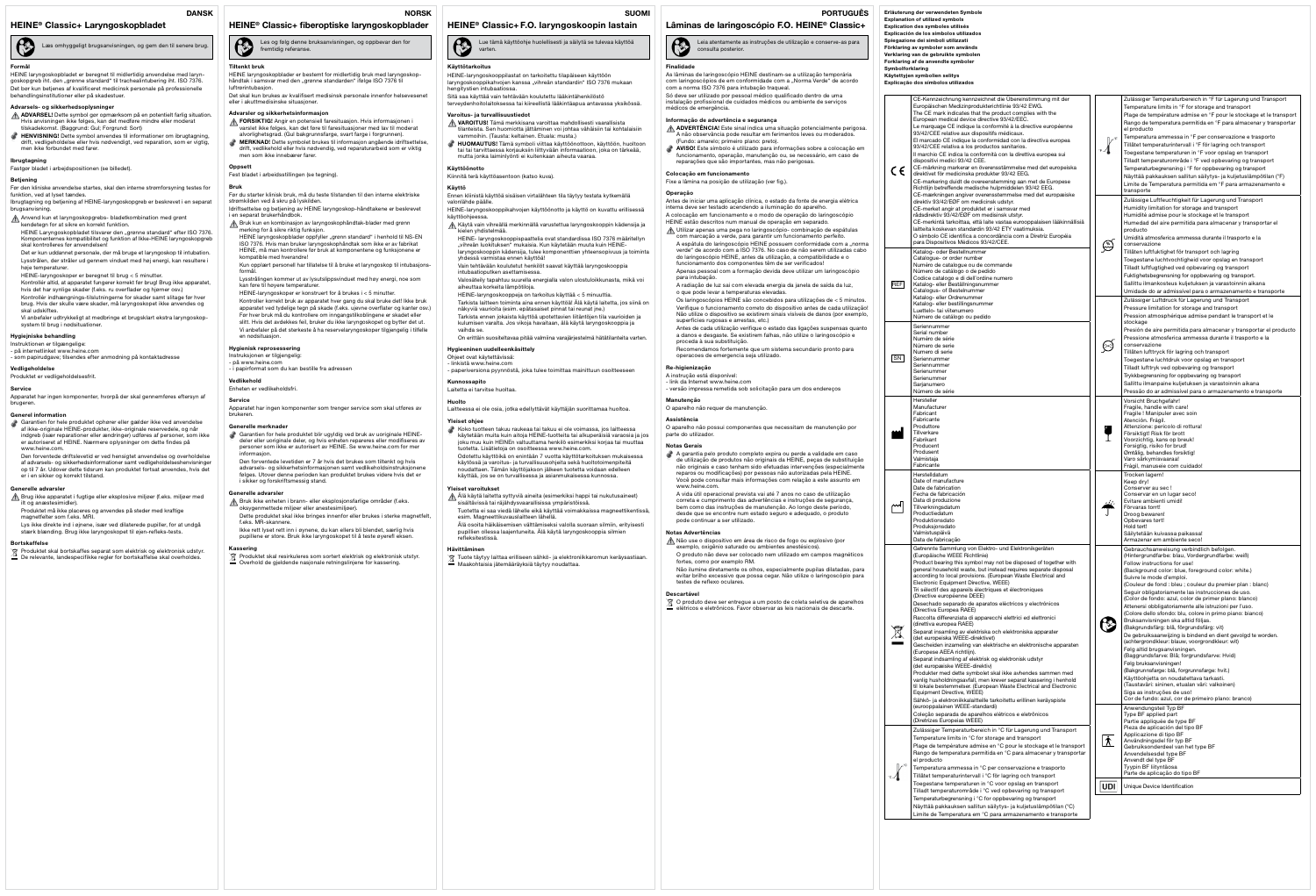## DANSK

# HEINE® Classic+ Laryngoskopblader

Læs omhyggeligt brugsanvisningen, og gem den til senere brug.

### Formål

HEINE laryngoskopbladet er beregnet til midlertidig anvendelse med laryngoskopgreb iht. den „grønne standard" til trachealintubering iht. ISO 7376. Det ber kun betjenes af kvalificeret medicinsk personale på professionelle behandlingsinstitutioner eller på skadesteder.

### Advarsels- og sikkerhedsoplysninger

**ADVARSEL!** Dette symbol ger opmærksom på en potentielt farlig situation. Hvis anvisningen ikke følges, kan det medføre mindre eller moderat tilskadekomst. (Baggrund: Gul; Forgrund: Sort)

**HENVISNING!** Dette symbol anvendes til informationer om ibrugtagning, drift, vedligeholdelse eller hvis nødvendigt, ved reparation, som er vigtig, men ikke forbundet med farer.

### Ibrugtagning

Fastgør bladet i arbejdspositionen (se billedet).

### Betjening

Før den kliniske anvendelse startes, skal den interne strømforsyning testes for funktion, ved at lyset tændes.
Ibrugtagning og betjening af HEINE-laryngoskopgreb er beskrevet i en separat brugsanvisning.

Anvend kun et laryngoskopgrebs- bladetkombination med grønt kendetegn for at sikre en korrekt funktion.
HEINE Laryngoskopblade tilsvarer den „grønne standard" efter ISO 7376. Komponenternes kompatibilitet og funktion af Ikke-HEINE laryngoskopgreb skal kontrolleres før anvendelsen!
Det er kun uddannet personale, der må bruge et laryngoskop til intubation.
Lysstrålen, der stråler ud gennem vinduet med høj energi, kan resultere i høje temperaturer.
HEINE-laryngoskoper er beregnet til brug < 5 minutter.
Kontrollér altid, at apparatet fungerer korrekt før brug! Brug ikke apparatet, hvis det har synlige skader (f.eks. ru overflader og hjørner osv.)
Kontrollér indhægnings-tilslutningerne for skader samt slitage før hver brug. Hvis der skulle være skader, må laryngoskopet ikke anvendes og skal udskiftes.
Vi anbefaler udtrykkeligt at medbringe et brugsklart ekstra laryngoskopsystem til brug i nødsituationer.

### Hygiejniske behandling

Instruktionen er tilgængelige:
- på internettinket www.heine.com
- som papirudgave; tilsendes efter anmodning på kontaktadresse

### Vedligeholdelse

Produktet er vedligeholdelsesfrit.

### Service

Apparatet har ingen komponenter, hvorpå der skal gennemføres eftersyn af brugeren.

### Generel information

Garantien for hele produktet ophører eller gælder ikke ved anvendelse af ikke-originale HEINE-produkter, ikke-originale reservedele, og når indgreb (især reparationer eller ændringer) udføres af personer, som ikke er autoriseret af HEINE. Nærmere oplysninger om dette findes på www.heine.com.
Den forventede driftslevetid er ved hensigtet anvendelse og overholdelse af advarsels- og sikkerhedsinformationer samt vedligeholdelsesanvisninger op til 7 år. Udover dette tidsrum kan produktet fortsat anvendes, hvis det er i en sikker og korrekt tilstand.

### Generelle advarsler

Brug ikke apparatet i fugtige eller eksplosive miljøer (f.eks. miljøer med ilt og anæstesimidler).
Produktet må ikke placeres og anvendes på steder med kraftige magnetfelter som f.eks. MRI.
Lys ikke direkte ind i øjnene, især ved dilaterede pupiller, for at undgå stærk blænding. Brug ikke laryngoskopet til øjen-refleks-tests.

### Bortskaffelse

Produktet skal bortskaffes separat som elektrisk og elektronisk udstyr. De relevante, landespecifikke regler for bortskaffelse skal overholdes.

## NORSK

# HEINE® Classic+ fiberoptiske laryngoskopblader

Les og følg denne bruksanvisningen, og oppbevar den for fremtidig referanse.

### Tiltenkt bruk

HEINE laryngoskopblader er bestemt for midlertidig bruk med laryngoskophåndtak i samsvar med den „grenne standarden" ifølge ISO 7376 til luftrørintubasjon.
Det skal kun brukes av kvalifisert medisinsk personale innenfor helsevesenet eller i akuttmedisinske situasjoner.

### Advarsler og sikkerhetsinformasjon

**FORSIKTIG!** Angir en potensiell faresituasjon. Hvis informasjonen i varslet ikke følges, kan det føre til faresituasjoner med lav til moderat alvorlighetsgrad. (Gul bakgrunnsfarge, svart farge i forgrunnen).

**MERKNAD!** Dette symbolet brukes til informasjon angående idriftsettelse, drift, vedlikehold eller hvis nødvendig, ved reparasjonsinformasjon som er viktig, men som ikke innebærer farer.

### Oppsett

Fest bladet i arbeidsstillingen (se tegning).

### Bruk

Før du starter klinisk bruk, må du teste tilstanden til den interne elektriske strømkilden ved å slå på lyskilden.
Idriftsettelse og betjening av HEINE laryngoskop-håndtakene er beskrevet i en separat brukerhåndbok.

Bruk kun en kombinasjon av laryngoskophåndtak-blader med grønn merking for å sikre riktig funksjon.
HEINE laryngoskopblader oppfyller „grenn standard" i henhold til NS-EN ISO 7376. Hvis man bruker laryngoskophåndtak som ikke er av fabrikat HEINE, må man kontrollere for bruk at komponentene og funksjonene er kompatible med hverandre!
Kun opplært personell har tillatelse til å bruke et laryngoskop til intubasjonsformål.
Lysstrålingen kommer ut av lysutslippsvinduet med høy energi, noe som kan føre til høyere temperaturer.
HEINE-laryngoskoper er konstruert for å brukes i < 5 minutter.
Kontroller korrekt bruk av apparatet hver gang du skal bruke det! Ikke bruk apparatet ved tydelige tegn på skade (f.eks. ujevne overflater og kanter osv.)
Før hver bruk må du kontrollere om inngangstilkoblingene er skadet eller slitt. Hvis det avdekkes feil, bruker du ikke laryngoskopet og bytter det ut.
Vi anbefaler på det sterkeste å ha reservelaryngoskoper tilgjengelig i tilfelle en nødsituasjon.

### Hygienisk reprosessering

Instruksjonen er tilgjengelig:
- på www.heine.com
- i papirformat som du kan bestille fra adressen

### Vedlikehold

Enheten er vedlikeholdsfri.

### Service

Apparatet har ingen komponenter som trenger service som skal utføres av brukeren.

### Generelle merknader

Garantien for hele produktet blir ugyldig ved bruk av uoriginale HEINE-deler eller uoriginale deler, og hvis enheten repareres eller modifiseres av personer som ikke er autorisert av HEINE. Se www.heine.com for mer informasjon.
Den forventede levetiden er 7 år hvis det brukes som tiltenkt og hvis advarsels- og sikkerhetsinformasjonen samt vedlikeholdsinstruksjonene følges. Utover denne perioden kan produktet brukes videre hvis det er i sikker og forskriftsmessig stand.

### Generelle advarsler

Bruk ikke enheten i brann- eller eksplosjonsfarlige områder (f.eks. oksygenmettede miljøer eller anestesimiljøer).
Dette produktet skal ikke bringes innenfor eller brukes i sterke magnetfelt, f.eks. MR-skannere.
Ikke rett lyset rett inn i øynene, du kan ellers bli blendet, særlig hvis pupillene er store. Bruk ikke laryngoskopet til å teste øyerefl eksen.

### Kassering

Produktet skal resirkuleres som sortert elektrisk og elektronisk utstyr. Overhold de gjeldende nasjonale retningslinjene for kassering.

## SUOMI

# HEINE® Classic+ F.O. laryngoskoopin lastain

Lue tämä käyttöohje huolellisesti ja säilytä se tulevaa käyttöä varten.

### Käyttötarkoitus

HEINE-laryngoskooppilastat on tarkoitettu tilapäiseen käyttöön laryngoskooppikahvojen kanssa „vihreän standardin" ISO 7376 mukaan hengitystien intubaatiossa.
Sitä saa käyttää vain tehtävään koulutettu lääkintähenkilöstö terveydenhoitolaitoksessa tai kiireellisiä lääkintäapua antavassa yksikössä.

### Varoitus- ja turvallisuustiedot

**VAROITUS!** Tämä merkitsee varoittaa mahdollisesti vaarallisista tilanteista. Sen huomiotta jättäminen voi johtaa vähäisiin tai kohtalaisiin vammoihin. (Tausta: keltainen. Etuala: musta.)

**HUOMAUTUS!** Tämä symboli viittaa käyttöönottoon, käyttöön, huoltoon tai tai tarvittaessa korjauksiin liittyvään informaatioon, joka on tärkeää, mutta joka laiminlyönti ei kuitenkaan aiheuta vaaraa.

### Käyttöönotto

Kiinnitä terä käyttöasentoon (katso kuva).

### Käyttö

Ennen kliinistä käyttöä sisäisen virtalähteen tila täytyy testata kytkemällä valonlähde päälle.
HEINE-laryngoskooppikahvojen käyttöönotto ja käyttö on kuvattu erillisessä käyttöohjeessa.

Käytä vain vihreällä merkinnällä varustettua laryngoskoopin kädensija ja kielen yhdistelmää.
HEINE- laryngoskooppispaattelia ovat standardissa ISO 7376 määritellyn „vihreän kuitukiskon" mukaisia. Kun käytetään muuta kuin HEINE-laryngoskooppin kädensija, tulee komponenttien yhteensopivuus ja toiminta yhdessä varmistaa ennen käyttöä!
Vain tehtävään koulutetut henkilöt saavat käyttää laryngoskooppia intubaatioputken asettamisessa.
Valosäteily tapahtuu suurella energialla valon ulostulokkunasta, mikä voi aiheuttaa korkeita lämpötiloja.
HEINE-laryngoskooppeja on tarkoitus käyttää < 5 minuuttia.
Tarkista laitteen toiminta aina ennen käyttöä! Älä käytä laitetta, jos siinä on näkyviä vaurioita (esim. epätasaiset pinnat tai reunat jne.)
Tarkista ennen jokaista käyttöä upotettavien liitäntöjen tila vaurioiden ja kulumisen varalta. Jos vikoja havaitaan, älä käytä laryngoskooppia ja vaihda se.
On erittäin suositeltavaa pitää valmiina varajärjestelmä hätätilanteita varten.

### Hygieeninen uudelleenkäsittely

Ohjeet ovat käytettävissä:
- linkistä www.heine.com
- paperiversiona pyynnöstä, joka tulee toimittaa mainittuun osoitteeseen

### Kunnossapito

Laitetta ei tarvitse huoltaa.

### Huolto

Laitteessa ei ole osia, jotka edellyttävät käyttäjän suorittamaa huoltoa.

### Yleiset ohjeet

Koko tuotteen takuu raukeaa tai takuu ei ole voimassa, jos laitteessa käytetään muita kuin aitoja HEINE-tuotteita tai alkuperäisiä varaosia ja jos joku muu kuin HEINEn valtuuttama henkilö esimerkiksi korjaa tai muuttaa tuotetta. Lisätietoja on osoitteessa www.heine.com.
Odotettu käyttöikä on enintään 7 vuotta käyttötarkoituksen mukaisessa käytössä ja varoitus- ja turvallisuusohjeita sekä huolto-ohjeita noudattaen. Tämän käyttöjakson jälkeen tuotetta voidaan edelleen käyttää, jos se on turvallisessa ja asianmukaisessa kunnossa.

### Yleiset varoitukset

Älä käytä laitetta syttyviä aineita (esimerkiksi happi tai nukutusaineet) sisältävissä tai räjähdysvaarallisissa ympäristöissä.
Tuotetta ei saa viedä lähelle eikä käyttää voimakkaassa magneettikentässä, esim. Magneettikuvauslaitteen lähellä.
Älä osoita häikäisemisen välttämiseksi valolla suoraan silmiin, erityisesti pupillien ollessa laajentuneita. Älä käytä laryngoskooppia silmien refleksitesteissä.

### Hävittäminen

Tuote täytyy laittaa erilliseen sähkö- ja elektroniikkaromun keräyssatiaan. Maakohtaisia jätemääräyksiä täytyy noudattaa.

## PORTUGUÊS

# Lâminas de laringoscópio F.O. HEINE® Classic+

Leia atentamente as instruções de utilização e conserve-as para consulta posterior.

### Finalidade

As lâminas de laringoscópio HEINE destinam-se a utilização temporária com laringoscópios de em conformidade com a „Norma Verde" de acordo com a norma ISO 7376 para intubação traqueal.
Só deve ser utilizado por pessoal médico qualificado dentro de uma instalação profissional de cuidados médicos ou ambiente de serviços médicos de emergência.

### Informação de advertência e segurança

**ADVERTÊNCIA!** Este sinal indica uma situação potencialmente perigosa. A não observância pode resultar em ferimentos leves ou moderados. (Fundo: amarelo; primeiro plano: preto).

**AVISO!** Este símbolo é utilizado para informações sobre a colocação em funcionamento, operação, manutenção ou, se necessário, em caso de reparações que são importantes, mas não perigosas.

### Colocação em funcionamento

Fixe a lâmina na posição de utilização (ver fig.).

### Operação

Antes de iniciar uma aplicação clínica, o estado da fonte de energia elétrica interna deve ser testado acendendo a iluminação do aparelho.
A colocação em funcionamento e o modo de operação do laringoscópio HEINE estão descritos num manual de operação em separado.

Utilizar apenas uma peça no laringoscópio - combinação de espátulas com marcação a verde, para garantir um funcionamento perfeito.
A espátula do laringoscópio HEINE possuem conformidade com a „norma verde" de acordo com a ISO 7376. No caso de não serem utilizadas cabo do laringoscópio HEINE, antes da utilização, a compatibilidade e o funcionamento dos componentes têm de ser verificados!
Apenas pessoal com a formação devida deve utilizar um laringoscópio para intubação.
A radiação de luz sai com elevada energia da janela de saída da luz, o que pode levar a temperaturas elevadas.
Os laringoscópios HEINE são concebidos para utilizações de < 5 minutos.
Verifique o funcionamento correto do dispositivo antes de cada utilização! Não utilize o dispositivo se existirem sinais visíveis de danos (por exemplo, superfícies rugosas e arrestas, etc.)
Antes de cada utilização, verifique o estado das ligações suspensas quanto a danos e desgaste. Se existirem falhas, não utilize o laringoscópio e proceda à sua substituição.
Recomendamos fortemente que um sistema secundário pronto para operacoes de emergencia seja utilizado.

### Re-higienização

A instrução está disponível:
- link da Internet www.heine.com
- versão impressa remetida sob solicitação para um dos endereços

### Manutenção

O aparelho não requer de manutenção.

### Assistência

O aparelho não possui componentes que necessitam de manutenção por parte do utilizador.

### Notas Gerais

A garantia pelo produto completo expira ou perde a validade em caso de utilização de produtos não originais da HEINE, peças de substituição não originais e caso tenham sido efetuadas intervenções (especialmente reparos ou modificações) por pessoas não autorizadas pela HEINE. Você pode consultar mais informações com relação a este assunto em www.heine.com.
A vida útil operacional prevista vai até 7 anos no caso de utilização correta e cumprimento das advertências e instruções de segurança, bem como das instruções de manutenção. Ao longo deste período, desde que se encontre num estado seguro e adequado, o produto pode continuar a ser utilizado.

### Notas Advertências

Não use o dispositivo em área de risco de fogo ou explosivo (por exemplo, oxigênio saturado ou ambientes anestésicos).
O produto não deve ser colocado nem utilizado em campos magnéticos fortes, como por exemplo RM.
Não ilumine diretamente os olhos, especialmente pupilas dilatadas, para evitar brilho excessivo que possa cegar. Não utilize o laringoscópio para testes de reflexo oculares.

### Descartável

O produto deve ser entregue a um posto de coleta seletiva de aparelhos elétricos e eletrônicos. Favor observar as leis nacionais de descarte.

**Erläuterung der verwendeten Symbole**
**Explanation of utilized symbols**
**Explication des symboles utilisés**
**Explicación de los símbolos utilizados**
**Spiegazione dei simboli utilizzati**
**Förklaring av symboler som används**
**Verklaring van de gebruikte symbolen**
**Forklaring af de anvendte symboler**
**Symbolforklaring**
**Käytettyjen symbolien selitys**
**Explicação dos símbolos utilizados**

| | |
|---|---|
| CE | CE-Kennzeichnung kennzeichnet die Übereinstimmung mit der Europäischen Medizinprodukterichtlinie 93/42 EWG.<br>The CE mark indicates that the product complies with the European medical device directive 93/42/EEC.<br>Le marquage CE indique la conformité à la directive européenne 93/42/CEE relative aux dispositifs médicaux.<br>El marcado CE indique la conformidad con la directiva europea 93/42/CEE relativa a los productos sanitarios.<br>Il marchio CE indica la conformità con la direttiva europea sui dispositivi medici 93/42 CEE.<br>CE-märkning markerar en överensstämmelse med det europeiska direktivet för medicinska produkter 93/42 EEG.<br>CE-markering duidt de overeenstemming aan met de Europese Richtlijn betreffende medische hulpmiddelen 93/42 EEG.<br>CE-mærkningen angiver overensstemmelse med det europæiske direktiv 93/42/EØF om medicinsk udstyr.<br>CE-merket angir at produktet er i samsvar med rådsdirektiv 93/42/EØF om medisinsk utstyr.<br>CE-merkintä tarkoittaa, että laite vastaa eurooppalaisen lääkinnällisiä laitteita koskevan standardin 93/42 ETY vaatimuksia.<br>O símbolo CE identifica a concordância com a Diretriz Européia para Dispositivos Médicos 93/42/CEE. |
| REF | Katalog- oder Bestellnummer<br>Catalogue- or order number<br>Numéro de catalogue ou de commande<br>Número de catálogo o de pedido<br>Codice catalogo e di dell'ordine numero<br>Katalog- eller Beställningsnummer<br>Catalogus- of Bestelnummer<br>Katalog- eller Ordrenummer<br>Katalog- eller bestillingsnummer<br>Luettelo- tai tilinanumero<br>Número de catálogo ou pedido |
| SN | Seriennummer<br>Serial number<br>Numéro de série<br>Número de serie<br>Numero di serie<br>Serienummer<br>Serienummer<br>Serienummer<br>Serienummer<br>Sarjanumero<br>Número de série |
| | Hersteller<br>Manufacturer<br>Fabricant<br>Fabricante<br>Produttore<br>Tillverkare<br>Fabrikant<br>Producent<br>Produsent<br>Valmistaja<br>Fabricante |
| | Herstelldatum<br>Date of manufacture<br>Date de fabrication<br>Fecha de fabricación<br>Data di produzione<br>Tillverkningsdatum<br>Productiedatum<br>Produktionsdato<br>Produksjonsdato<br>Valmistuspäivä<br>Data de fabricação |
| | Getrennte Sammlung von Elektro- und Elektronikgeräten (Europäische WEEE Richtlinie)<br>Product bearing this symbol may not be disposed of together with general household waste, but instead requires separate disposal according to local provisions. (European Waste Electrical and Electronic Equipment Directive, WEEE)<br>Tri sélectif des appareils électriques et électroniques (Directive européenne DEEE)<br>Desechado separado de aparatos eléctricos y electrónicos (Directiva Europea RAEE)<br>Raccolta differenziata di apparecchi elettrici ed elettronici (direttiva europea RAEE)<br>Separat insamling av elektriska och elektroniska apparater (det europeiska WEEE-direktivet)<br>Gescheiden inzameling van elektrische en elektronische apparaten (Europese AEEA richtlijn).<br>Separat indsamling af elektrisk og elektronisk udstyr (det europæiske WEEE-direktiv)<br>Produkter med dette symbolet skal ikke avhendes sammen med vanlig husholdningsavfall, men krever separat kassering i henhold til lokale bestemmelser. (European Waste Electrical and Electronic Equipment Directive, WEEE)<br>Sähkö- ja elektroniikkalaitteille tarkoitettu erillinen keräyspiste (eurooppalainen WEEE-standardi)<br>Coleção separada de aparelhos elétricos e eletrônicos (Diretrizes Europeias WEEE) |
| | Zulässiger Temperaturbereich in °C für Lagerung und Transport<br>Temperature limits in °C for storage and transport<br>Plage de température admise en °C pour le stockage et le transport<br>Rango de temperatura permitida en °C para almacenar y transportar el producto<br>Temperatura ammessa in °C per conservazione e trasporto<br>Tillåtet temperaturintervall i °C för lagring och transport<br>Toegestane temperaturen in °C voor opslag en transport<br>Tilladt temperaturområde i °C ved opbevaring og transport<br>Temperaturbegrensning i °C for oppbevaring og transport<br>Näyttää pakkauksen sallitun säilytys- ja kuljetuslämpötilan (°C)<br>Limite de Temperatura em °C para armazenamento e transporte |
| | Zulässiger Temperaturbereich in °F für Lagerung und Transport<br>Temperature limits in °F for storage and transport<br>Plage de température admise en °F pour le stockage et le transport<br>Rango de temperatura permitida en °F para almacenar y transportar el producto<br>Temperatura ammessa in °F per conservazione e trasporto<br>Tillåtet temperaturintervall i °F för lagring och transport<br>Toegestane temperaturen in °F voor opslag en transport<br>Tilladt temperaturområde i °F ved opbevaring og transport<br>Temperaturbegrensning i °F for oppbevaring og transport<br>Näyttää pakkauksen sallitun säilytys- ja kuljetuslämpötilan (°F)<br>Limite de Temperatura permitida em °F para armazenamento e transporte |
| | Zulässige Luftfeuchtigkeit für Lagerung und Transport<br>Humidity limitation for storage and transport<br>Humidité admise pour le stockage et le transport<br>Humedad del aire permitida para almacenar y transportar el producto<br>Umidità atmosferica ammessa durante il trasporto e la conservazione<br>Tillåten luftfuktighet för transport och lagring<br>Toegestane luchtvochtigheid voor opslag en transport<br>Tilladt luftfugtighed ved opbevaring og transport<br>Fuktighetsbegrensning for oppbevaring og transport.<br>Sallittu ilmankosteus kuljetuksen ja varastoinnin aikana<br>Umidade do ar admissível para o armazenamento e transporte |
| | Zulässiger Luftdruck für Lagerung und Transport<br>Pressure limitation for storage and transport<br>Pression atmosphérique admise pendant le transport et le stockage<br>Presión de aire permitida para almacenar y transportar el producto<br>Pressione atmosferica ammessa durante il trasporto e la conservazione<br>Tillåten lufttryck för lagring och transport<br>Toegestane luchtdruk voor opslag en transport<br>Tilladt lufttryk ved opbevaring og transport<br>Trykkbegrensning for oppbevaring og transport<br>Sallittu ilmanpaine kuljetuksen ja varastoinnin aikana<br>Pressão do ar admissível para o armazenamento e transporte |
| | Vorsicht Bruchgefahr!<br>Fragile, handle with care!<br>Fragile ! Manipuler avec soin<br>Atención. Frágil.<br>Attenzione: pericolo di rottura!<br>Försiktigt! Risk för brott<br>Voorzichtig, kans op breuk!<br>Forsigtig, risiko for brud!<br>Ømtålig, behandles forsiktig!<br>Varo särkymisvaaraa!<br>Frágil, manusear com cuidado! |
| | Trocken lagern!<br>Keep dry!<br>Conserver au sec !<br>Conservar en un lugar seco!<br>Evitare ambienti umidi!<br>Förvaras torrt!<br>Droog bewaren!<br>Opbevares tert!<br>Hold tert!<br>Säilytetään kuivassa paikassa!<br>Armazenar em ambiente seco! |
| | Gebrauchsanweisung verbindlich befolgen.<br>(Hintergrundfarbe: blau, Vordergrundfarbe: weiß)<br>Follow instructions for use!<br>(Background color: blue, foreground color: white.)<br>Suivre le mode d'emploi.<br>(Couleur de fond : bleu ; couleur du premier plan : blanc)<br>Seguir obligatoriamente las instrucciones de uso.<br>(Color de fondo: azul, color de primer plano: blanco)<br>Attenersi obbligatoriamente alle istruzioni per l'uso.<br>(Colore dello sfondo: blu, colore in primo piano: bianco)<br>Bruksanvisningen ska alltid följas.<br>(Bakgrundsfärg: blå, förgrundsfärg: vit)<br>De gebruiksaanwijzing is bindend en dient gevolgd te worden.<br>(achtergrondkleur: blauw, voorgrondkleur: wit)<br>Følg altid brugsanvisningen.<br>(Baggrundsfarve: Blå; forgrundsfarve: Hvid)<br>Følg bruksanvisningen!<br>(Bakgrunnsfarge: blå, forgrunnsfarge: hvit.)<br>Käyttöohjeita on noudatettava tarkasti.<br>(Taustaväri: sininen, etualan väri: valkoinen)<br>Siga as instruções de uso!<br>Cor de fundo: azul, cor de primeiro plano: branco) |
| | Anwendungsteil Typ BF<br>Type BF applied part<br>Partie appliquée de type BF<br>Pieza de aplicación del tipo BF<br>Applicazione di tipo BF<br>Användningsdel för typ BF<br>Gebruiksonderdeel van het type BF<br>Anvendelsesdel type BF<br>Anvendt del type BF<br>Tyypin BF liityntäosa<br>Parte de aplicação do tipo BF |
| UDI | Unique Device Identification |